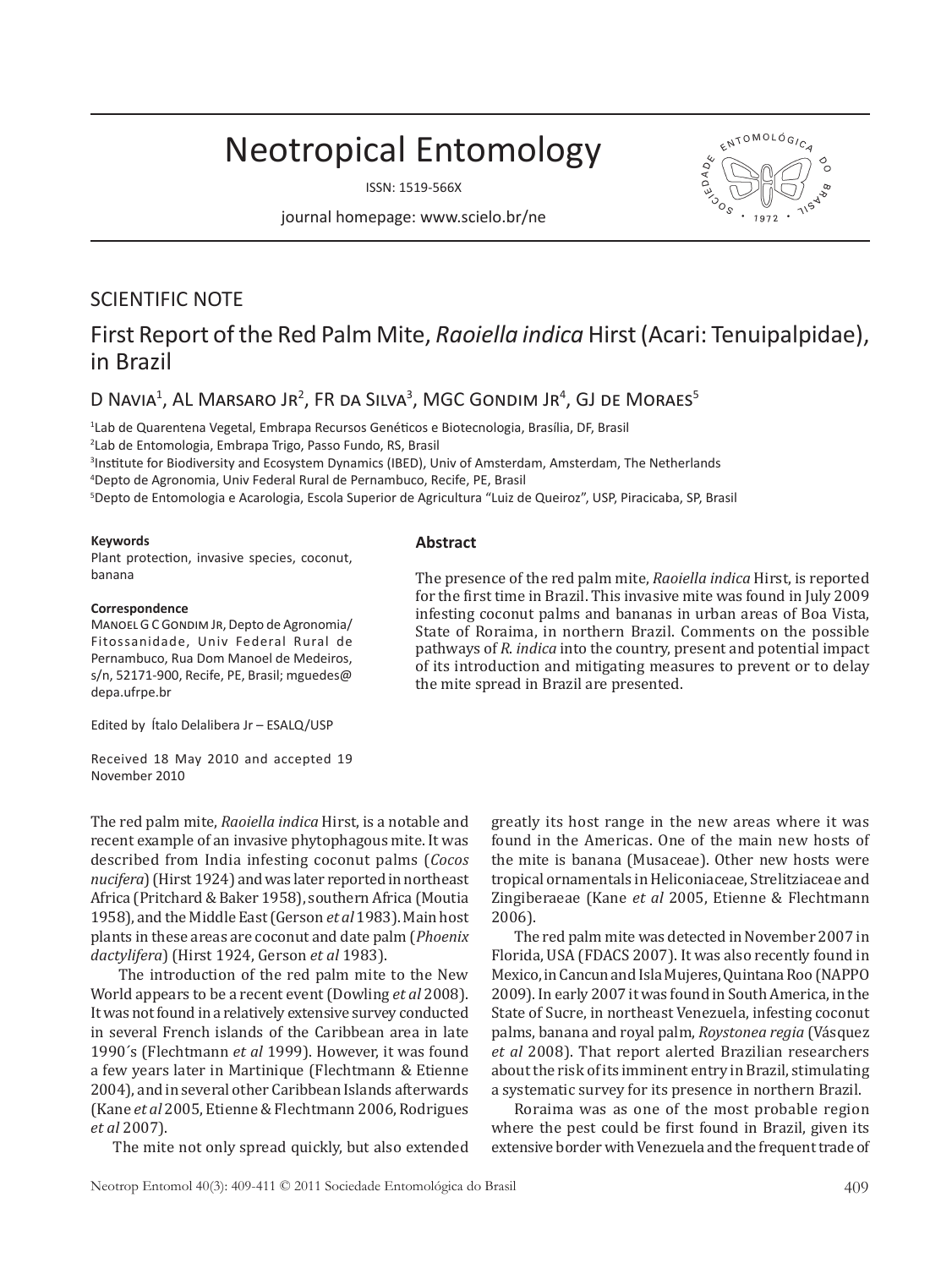# Neotropical Entomology

ISSN: 1519-566X

journal homepage: www.scielo.br/ne

SCIENTIFIC NOTE

## First Report of the Red Palm Mite, *Raoiella indica* Hirst (Acari: Tenuipalpidae), in Brazil

D Navia[1], AL Marsaro Jr[2], FR da Silva[3], MGC Gondim Jr[4], GJ de Moraes[5]

[1]Lab de Quarentena Vegetal, Embrapa Recursos Genéticos e Biotecnologia, Brasília, DF, Brasil
[2]Lab de Entomologia, Embrapa Trigo, Passo Fundo, RS, Brasil
[3]Institute for Biodiversity and Ecosystem Dynamics (IBED), Univ of Amsterdam, Amsterdam, The Netherlands
[4]Depto de Agronomia, Univ Federal Rural de Pernambuco, Recife, PE, Brasil
[5]Depto de Entomologia e Acarologia, Escola Superior de Agricultura "Luiz de Queiroz", USP, Piracicaba, SP, Brasil

**Keywords**
Plant protection, invasive species, coconut, banana

**Correspondence**
Manoel G C Gondim Jr, Depto de Agronomia/ Fitossanidade, Univ Federal Rural de Pernambuco, Rua Dom Manoel de Medeiros, s/n, 52171-900, Recife, PE, Brasil; mguedes@depa.ufrpe.br

Edited by Ítalo Delalibera Jr – ESALQ/USP

Received 18 May 2010 and accepted 19 November 2010

**Abstract**

The presence of the red palm mite, *Raoiella indica* Hirst, is reported for the first time in Brazil. This invasive mite was found in July 2009 infesting coconut palms and bananas in urban areas of Boa Vista, State of Roraima, in northern Brazil. Comments on the possible pathways of *R. indica* into the country, present and potential impact of its introduction and mitigating measures to prevent or to delay the mite spread in Brazil are presented.

The red palm mite, *Raoiella indica* Hirst, is a notable and recent example of an invasive phytophagous mite. It was described from India infesting coconut palms (*Cocos nucifera*) (Hirst 1924) and was later reported in northeast Africa (Pritchard & Baker 1958), southern Africa (Moutia 1958), and the Middle East (Gerson *et al* 1983). Main host plants in these areas are coconut and date palm (*Phoenix dactylifera*) (Hirst 1924, Gerson *et al* 1983).

The introduction of the red palm mite to the New World appears to be a recent event (Dowling *et al* 2008). It was not found in a relatively extensive survey conducted in several French islands of the Caribbean area in late 1990´s (Flechtmann *et al* 1999). However, it was found a few years later in Martinique (Flechtmann & Etienne 2004), and in several other Caribbean Islands afterwards (Kane *et al* 2005, Etienne & Flechtmann 2006, Rodrigues *et al* 2007).

The mite not only spread quickly, but also extended greatly its host range in the new areas where it was found in the Americas. One of the main new hosts of the mite is banana (Musaceae). Other new hosts were tropical ornamentals in Heliconiaceae, Strelitziaceae and Zingiberaceae (Kane *et al* 2005, Etienne & Flechtmann 2006).

The red palm mite was detected in November 2007 in Florida, USA (FDACS 2007). It was also recently found in Mexico, in Cancun and Isla Mujeres, Quintana Roo (NAPPO 2009). In early 2007 it was found in South America, in the State of Sucre, in northeast Venezuela, infesting coconut palms, banana and royal palm, *Roystonea regia* (Vásquez *et al* 2008). That report alerted Brazilian researchers about the risk of its imminent entry in Brazil, stimulating a systematic survey for its presence in northern Brazil.

Roraima was as one of the most probable region where the pest could be first found in Brazil, given its extensive border with Venezuela and the frequent trade of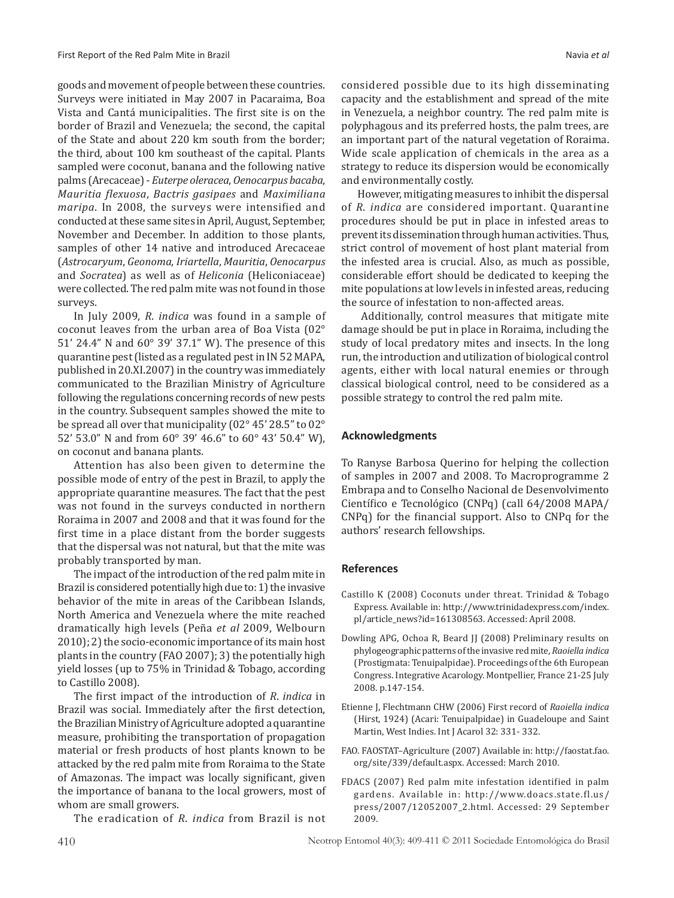goods and movement of people between these countries. Surveys were initiated in May 2007 in Pacaraima, Boa Vista and Cantá municipalities. The first site is on the border of Brazil and Venezuela; the second, the capital of the State and about 220 km south from the border; the third, about 100 km southeast of the capital. Plants sampled were coconut, banana and the following native palms (Arecaceae) - *Euterpe oleracea*, *Oenocarpus bacaba*, *Mauritia flexuosa*, *Bactris gasipaes* and *Maximiliana maripa*. In 2008, the surveys were intensified and conducted at these same sites in April, August, September, November and December. In addition to those plants, samples of other 14 native and introduced Arecaceae (*Astrocaryum*, *Geonoma*, *Iriartella*, *Mauritia*, *Oenocarpus* and *Socratea*) as well as of *Heliconia* (Heliconiaceae) were collected. The red palm mite was not found in those surveys.

In July 2009, *R. indica* was found in a sample of coconut leaves from the urban area of Boa Vista (02° 51' 24.4" N and 60° 39' 37.1" W). The presence of this quarantine pest (listed as a regulated pest in IN 52 MAPA, published in 20.XI.2007) in the country was immediately communicated to the Brazilian Ministry of Agriculture following the regulations concerning records of new pests in the country. Subsequent samples showed the mite to be spread all over that municipality (02° 45' 28.5" to 02° 52' 53.0" N and from 60° 39' 46.6" to 60° 43' 50.4" W), on coconut and banana plants.

Attention has also been given to determine the possible mode of entry of the pest in Brazil, to apply the appropriate quarantine measures. The fact that the pest was not found in the surveys conducted in northern Roraima in 2007 and 2008 and that it was found for the first time in a place distant from the border suggests that the dispersal was not natural, but that the mite was probably transported by man.

The impact of the introduction of the red palm mite in Brazil is considered potentially high due to: 1) the invasive behavior of the mite in areas of the Caribbean Islands, North America and Venezuela where the mite reached dramatically high levels (Peña *et al* 2009, Welbourn 2010); 2) the socio-economic importance of its main host plants in the country (FAO 2007); 3) the potentially high yield losses (up to 75% in Trinidad & Tobago, according to Castillo 2008).

The first impact of the introduction of *R. indica* in Brazil was social. Immediately after the first detection, the Brazilian Ministry of Agriculture adopted a quarantine measure, prohibiting the transportation of propagation material or fresh products of host plants known to be attacked by the red palm mite from Roraima to the State of Amazonas. The impact was locally significant, given the importance of banana to the local growers, most of whom are small growers.

The eradication of *R. indica* from Brazil is not considered possible due to its high disseminating capacity and the establishment and spread of the mite in Venezuela, a neighbor country. The red palm mite is polyphagous and its preferred hosts, the palm trees, are an important part of the natural vegetation of Roraima. Wide scale application of chemicals in the area as a strategy to reduce its dispersion would be economically and environmentally costly.

However, mitigating measures to inhibit the dispersal of *R. indica* are considered important. Quarantine procedures should be put in place in infested areas to prevent its dissemination through human activities. Thus, strict control of movement of host plant material from the infested area is crucial. Also, as much as possible, considerable effort should be dedicated to keeping the mite populations at low levels in infested areas, reducing the source of infestation to non-affected areas.

Additionally, control measures that mitigate mite damage should be put in place in Roraima, including the study of local predatory mites and insects. In the long run, the introduction and utilization of biological control agents, either with local natural enemies or through classical biological control, need to be considered as a possible strategy to control the red palm mite.

## Acknowledgments

To Ranyse Barbosa Querino for helping the collection of samples in 2007 and 2008. To Macroprogramme 2 Embrapa and to Conselho Nacional de Desenvolvimento Científico e Tecnológico (CNPq) (call 64/2008 MAPA/CNPq) for the financial support. Also to CNPq for the authors' research fellowships.

## References

Castillo K (2008) Coconuts under threat. Trinidad & Tobago Express. Available in: http://www.trinidadexpress.com/index.pl/article_news?id=161308563. Accessed: April 2008.

Dowling APG, Ochoa R, Beard JJ (2008) Preliminary results on phylogeographic patterns of the invasive red mite, *Raoiella indica* (Prostigmata: Tenuipalpidae). Proceedings of the 6th European Congress. Integrative Acarology. Montpellier, France 21-25 July 2008. p.147-154.

Etienne J, Flechtmann CHW (2006) First record of *Raoiella indica* (Hirst, 1924) (Acari: Tenuipalpidae) in Guadeloupe and Saint Martin, West Indies. Int J Acarol 32: 331- 332.

FAO. FAOSTAT–Agriculture (2007) Available in: http://faostat.fao.org/site/339/default.aspx. Accessed: March 2010.

FDACS (2007) Red palm mite infestation identified in palm gardens. Available in: http://www.doacs.state.fl.us/press/2007/12052007_2.html. Accessed: 29 September 2009.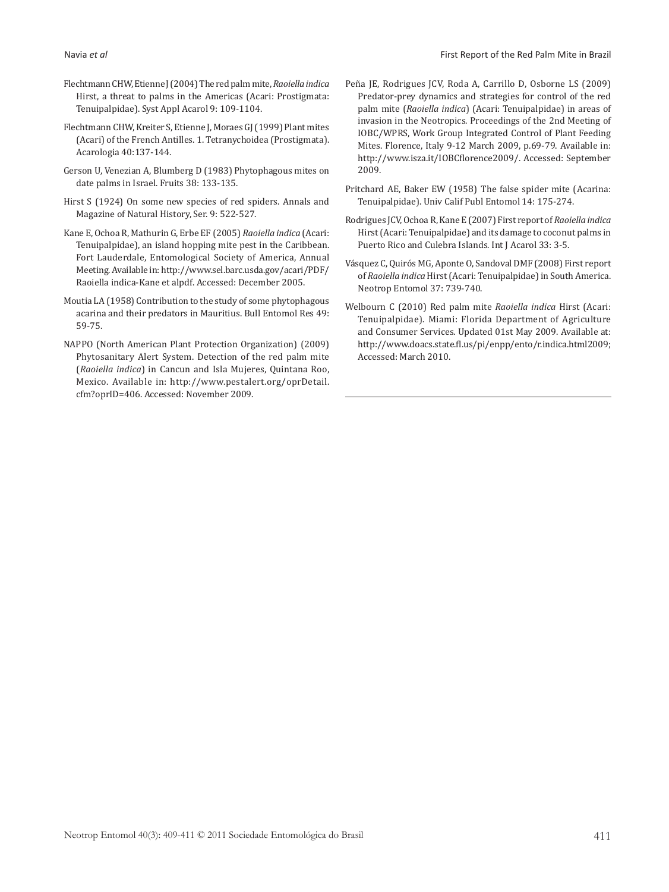Flechtmann CHW, Etienne J (2004) The red palm mite, *Raoiella indica* Hirst, a threat to palms in the Americas (Acari: Prostigmata: Tenuipalpidae). Syst Appl Acarol 9: 109-1104.

Flechtmann CHW, Kreiter S, Etienne J, Moraes GJ (1999) Plant mites (Acari) of the French Antilles. 1. Tetranychoidea (Prostigmata). Acarologia 40:137-144.

Gerson U, Venezian A, Blumberg D (1983) Phytophagous mites on date palms in Israel. Fruits 38: 133-135.

Hirst S (1924) On some new species of red spiders. Annals and Magazine of Natural History, Ser. 9: 522-527.

Kane E, Ochoa R, Mathurin G, Erbe EF (2005) *Raoiella indica* (Acari: Tenuipalpidae), an island hopping mite pest in the Caribbean. Fort Lauderdale, Entomological Society of America, Annual Meeting. Available in: http://www.sel.barc.usda.gov/acari/PDF/Raoiella indica-Kane et alpdf. Accessed: December 2005.

Moutia LA (1958) Contribution to the study of some phytophagous acarina and their predators in Mauritius. Bull Entomol Res 49: 59-75.

NAPPO (North American Plant Protection Organization) (2009) Phytosanitary Alert System. Detection of the red palm mite (*Raoiella indica*) in Cancun and Isla Mujeres, Quintana Roo, Mexico. Available in: http://www.pestalert.org/oprDetail.cfm?oprID=406. Accessed: November 2009.

Peña JE, Rodrigues JCV, Roda A, Carrillo D, Osborne LS (2009) Predator-prey dynamics and strategies for control of the red palm mite (*Raoiella indica*) (Acari: Tenuipalpidae) in areas of invasion in the Neotropics. Proceedings of the 2nd Meeting of IOBC/WPRS, Work Group Integrated Control of Plant Feeding Mites. Florence, Italy 9-12 March 2009, p.69-79. Available in: http://www.isza.it/IOBCflorence2009/. Accessed: September 2009.

Pritchard AE, Baker EW (1958) The false spider mite (Acarina: Tenuipalpidae). Univ Calif Publ Entomol 14: 175-274.

Rodrigues JCV, Ochoa R, Kane E (2007) First report of *Raoiella indica* Hirst (Acari: Tenuipalpidae) and its damage to coconut palms in Puerto Rico and Culebra Islands. Int J Acarol 33: 3-5.

Vásquez C, Quirós MG, Aponte O, Sandoval DMF (2008) First report of *Raoiella indica* Hirst (Acari: Tenuipalpidae) in South America. Neotrop Entomol 37: 739-740.

Welbourn C (2010) Red palm mite *Raoiella indica* Hirst (Acari: Tenuipalpidae). Miami: Florida Department of Agriculture and Consumer Services. Updated 01st May 2009. Available at: http://www.doacs.state.fl.us/pi/enpp/ento/r.indica.html2009; Accessed: March 2010.